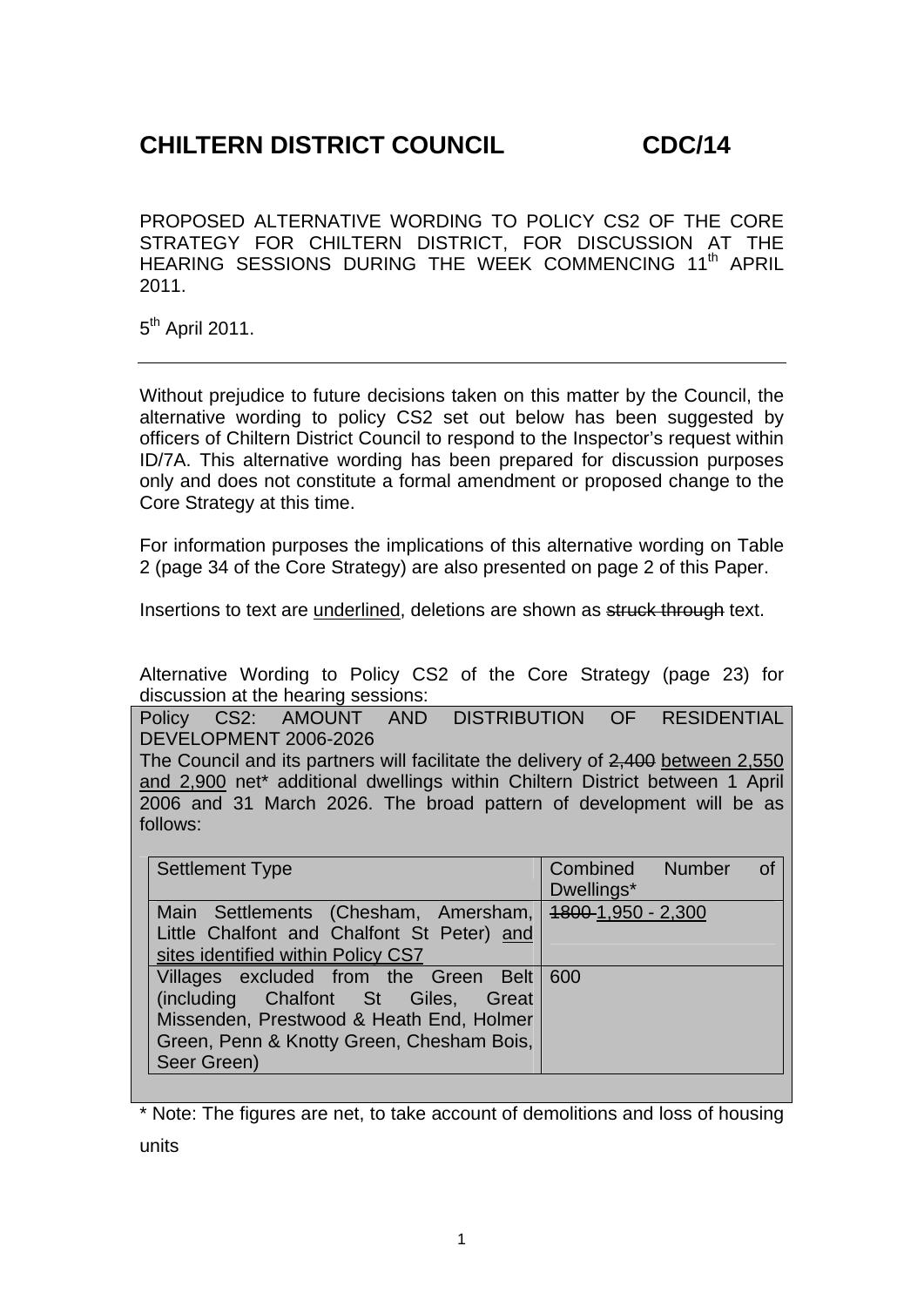# CHILTERN DISTRICT COUNCIL CDC/14

PROPOSED ALTERNATIVE WORDING TO POLICY CS2 OF THE CORE STRATEGY FOR CHILTERN DISTRICT, FOR DISCUSSION AT THE HEARING SESSIONS DURING THE WEEK COMMENCING 11th APRIL 2011.

5th April 2011.

---

Without prejudice to future decisions taken on this matter by the Council, the alternative wording to policy CS2 set out below has been suggested by officers of Chiltern District Council to respond to the Inspector's request within ID/7A. This alternative wording has been prepared for discussion purposes only and does not constitute a formal amendment or proposed change to the Core Strategy at this time.

For information purposes the implications of this alternative wording on Table 2 (page 34 of the Core Strategy) are also presented on page 2 of this Paper.

Insertions to text are <u>underlined</u>, deletions are shown as ~~struck through~~ text.

Alternative Wording to Policy CS2 of the Core Strategy (page 23) for discussion at the hearing sessions:

Policy CS2: AMOUNT AND DISTRIBUTION OF RESIDENTIAL DEVELOPMENT 2006-2026

The Council and its partners will facilitate the delivery of ~~2,400~~ <u>between 2,550 and 2,900</u> net* additional dwellings within Chiltern District between 1 April 2006 and 31 March 2026. The broad pattern of development will be as follows:

| Settlement Type | Combined Number of Dwellings* |
|---|---|
| Main Settlements (Chesham, Amersham, Little Chalfont and Chalfont St Peter) <u>and sites identified within Policy CS7</u> | ~~1800~~ <u>1,950 - 2,300</u> |
| Villages excluded from the Green Belt (including Chalfont St Giles, Great Missenden, Prestwood & Heath End, Holmer Green, Penn & Knotty Green, Chesham Bois, Seer Green) | 600 |

* Note: The figures are net, to take account of demolitions and loss of housing units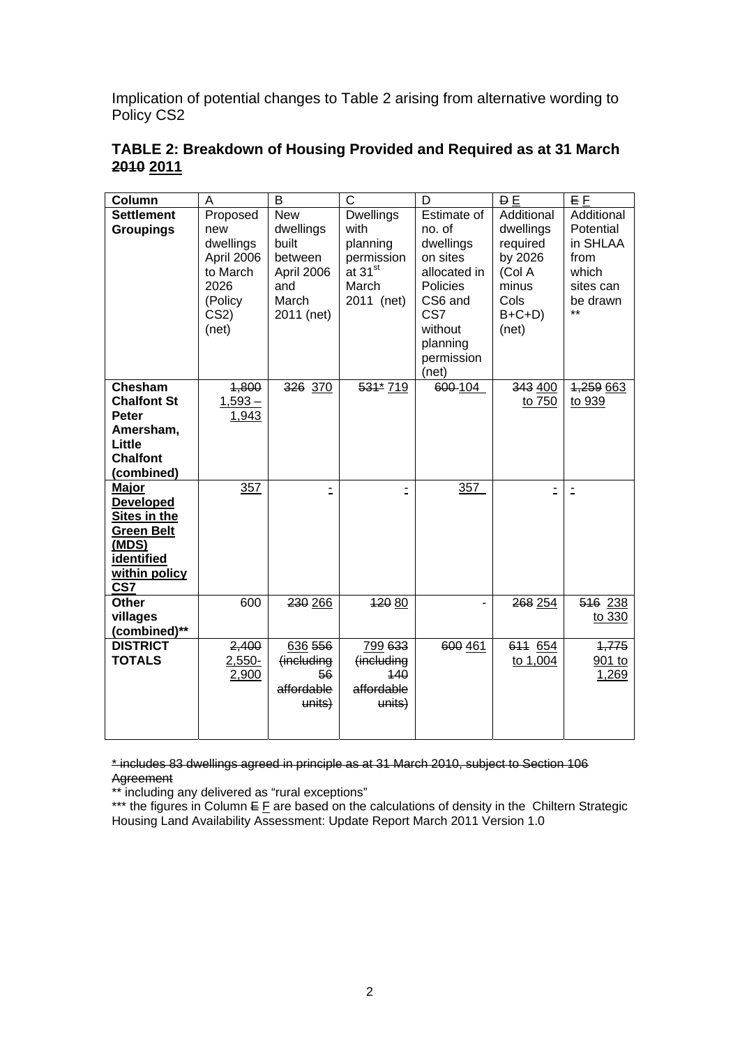Implication of potential changes to Table 2 arising from alternative wording to Policy CS2

**TABLE 2: Breakdown of Housing Provided and Required as at 31 March ~~2010~~ 2011**

| Column | A | B | C | D | ~~D~~ E | ~~E~~ F |
|---|---|---|---|---|---|---|
| **Settlement Groupings** | Proposed new dwellings April 2006 to March 2026 (Policy CS2) (net) | New dwellings built between April 2006 and March 2011 (net) | Dwellings with planning permission at 31st March 2011 (net) | Estimate of no. of dwellings on sites allocated in Policies CS6 and CS7 without planning permission (net) | Additional dwellings required by 2026 (Col A minus Cols B+C+D) (net) | Additional Potential in SHLAA from which sites can be drawn ** |
| **Chesham Chalfont St Peter Amersham, Little Chalfont (combined)** | ~~1,800~~ 1,593 – 1,943 | ~~326~~ 370 | ~~531*~~ 719 | ~~600~~ 104 | ~~343~~ 400 to 750 | ~~1,259~~ 663 to 939 |
| **Major Developed Sites in the Green Belt (MDS) identified within policy CS7** | 357 | - | - | 357 | - | - |
| **Other villages (combined)**** | 600 | ~~230~~ 266 | ~~120~~ 80 | - | ~~268~~ 254 | ~~516~~ 238 to 330 |
| **DISTRICT TOTALS** | ~~2,400~~ 2,550-2,900 | 636 ~~556 (including 56 affordable units)~~ | 799 ~~633 (including 140 affordable units)~~ | ~~600~~ 461 | ~~611~~ 654 to 1,004 | ~~1,775~~ 901 to 1,269 |

~~* includes 83 dwellings agreed in principle as at 31 March 2010, subject to Section 106 Agreement~~

** including any delivered as "rural exceptions"

*** the figures in Column ~~E~~ F are based on the calculations of density in the Chiltern Strategic Housing Land Availability Assessment: Update Report March 2011 Version 1.0